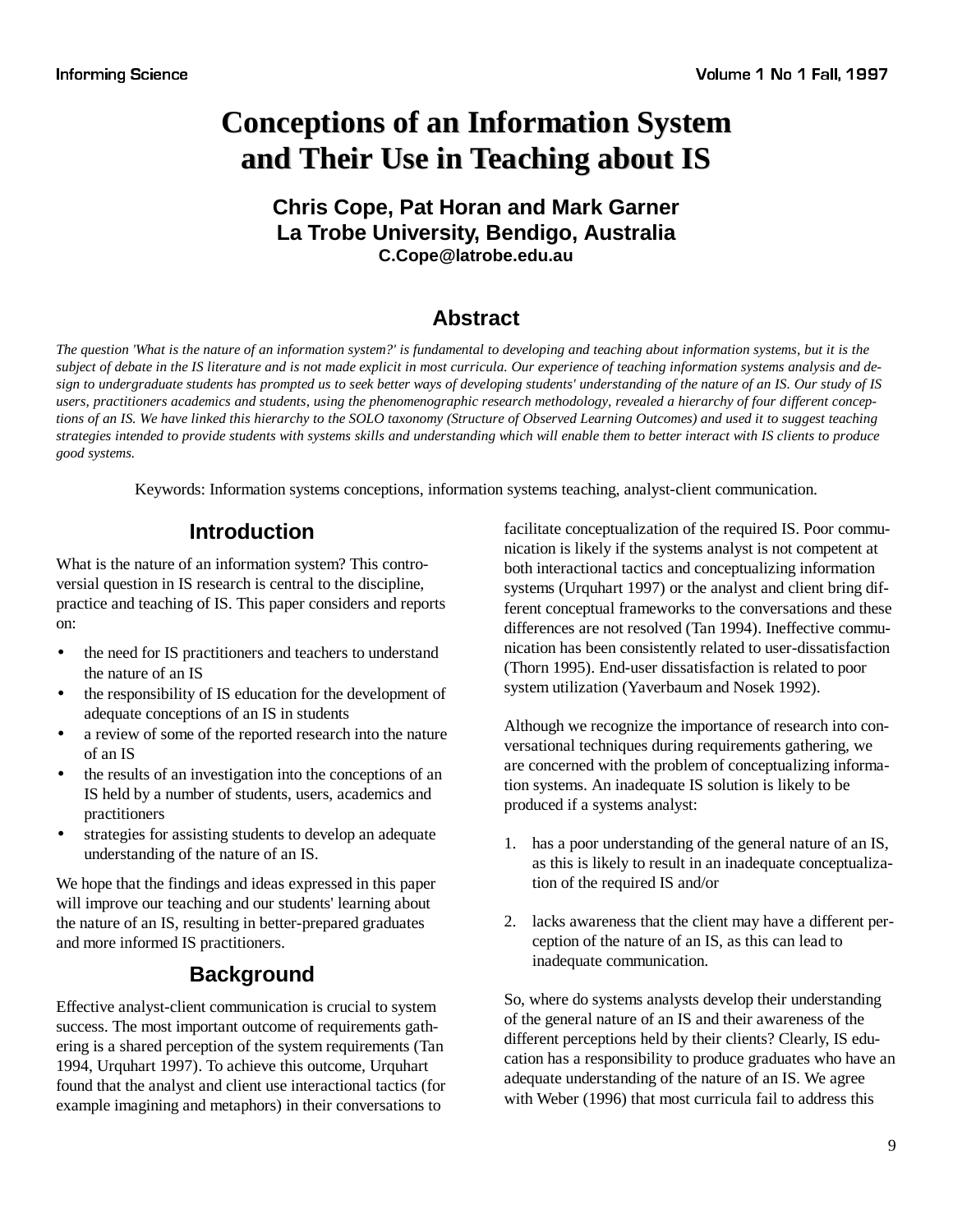# Conceptions of an Information System and Their Use in Teaching about IS

**Chris Cope, Pat Horan and Mark Garner**
**La Trobe University, Bendigo, Australia**
**C.Cope@latrobe.edu.au**

## Abstract

*The question 'What is the nature of an information system?' is fundamental to developing and teaching about information systems, but it is the subject of debate in the IS literature and is not made explicit in most curricula. Our experience of teaching information systems analysis and design to undergraduate students has prompted us to seek better ways of developing students' understanding of the nature of an IS. Our study of IS users, practitioners academics and students, using the phenomenographic research methodology, revealed a hierarchy of four different conceptions of an IS. We have linked this hierarchy to the SOLO taxonomy (Structure of Observed Learning Outcomes) and used it to suggest teaching strategies intended to provide students with systems skills and understanding which will enable them to better interact with IS clients to produce good systems.*

Keywords: Information systems conceptions, information systems teaching, analyst-client communication.

## Introduction

What is the nature of an information system? This controversial question in IS research is central to the discipline, practice and teaching of IS. This paper considers and reports on:

- the need for IS practitioners and teachers to understand the nature of an IS
- the responsibility of IS education for the development of adequate conceptions of an IS in students
- a review of some of the reported research into the nature of an IS
- the results of an investigation into the conceptions of an IS held by a number of students, users, academics and practitioners
- strategies for assisting students to develop an adequate understanding of the nature of an IS.

We hope that the findings and ideas expressed in this paper will improve our teaching and our students' learning about the nature of an IS, resulting in better-prepared graduates and more informed IS practitioners.

## Background

Effective analyst-client communication is crucial to system success. The most important outcome of requirements gathering is a shared perception of the system requirements (Tan 1994, Urquhart 1997). To achieve this outcome, Urquhart found that the analyst and client use interactional tactics (for example imagining and metaphors) in their conversations to facilitate conceptualization of the required IS. Poor communication is likely if the systems analyst is not competent at both interactional tactics and conceptualizing information systems (Urquhart 1997) or the analyst and client bring different conceptual frameworks to the conversations and these differences are not resolved (Tan 1994). Ineffective communication has been consistently related to user-dissatisfaction (Thorn 1995). End-user dissatisfaction is related to poor system utilization (Yaverbaum and Nosek 1992).

Although we recognize the importance of research into conversational techniques during requirements gathering, we are concerned with the problem of conceptualizing information systems. An inadequate IS solution is likely to be produced if a systems analyst:

1. has a poor understanding of the general nature of an IS, as this is likely to result in an inadequate conceptualization of the required IS and/or

2. lacks awareness that the client may have a different perception of the nature of an IS, as this can lead to inadequate communication.

So, where do systems analysts develop their understanding of the general nature of an IS and their awareness of the different perceptions held by their clients? Clearly, IS education has a responsibility to produce graduates who have an adequate understanding of the nature of an IS. We agree with Weber (1996) that most curricula fail to address this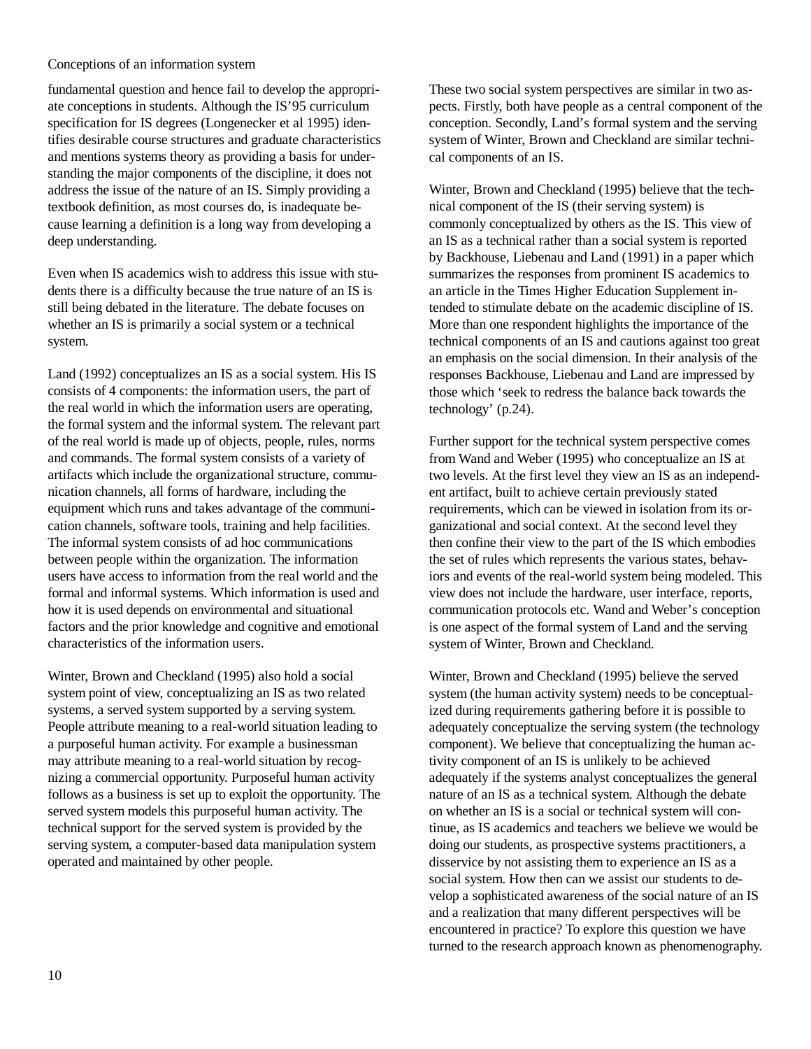fundamental question and hence fail to develop the appropriate conceptions in students. Although the IS'95 curriculum specification for IS degrees (Longenecker et al 1995) identifies desirable course structures and graduate characteristics and mentions systems theory as providing a basis for understanding the major components of the discipline, it does not address the issue of the nature of an IS. Simply providing a textbook definition, as most courses do, is inadequate because learning a definition is a long way from developing a deep understanding.

Even when IS academics wish to address this issue with students there is a difficulty because the true nature of an IS is still being debated in the literature. The debate focuses on whether an IS is primarily a social system or a technical system.

Land (1992) conceptualizes an IS as a social system. His IS consists of 4 components: the information users, the part of the real world in which the information users are operating, the formal system and the informal system. The relevant part of the real world is made up of objects, people, rules, norms and commands. The formal system consists of a variety of artifacts which include the organizational structure, communication channels, all forms of hardware, including the equipment which runs and takes advantage of the communication channels, software tools, training and help facilities. The informal system consists of ad hoc communications between people within the organization. The information users have access to information from the real world and the formal and informal systems. Which information is used and how it is used depends on environmental and situational factors and the prior knowledge and cognitive and emotional characteristics of the information users.

Winter, Brown and Checkland (1995) also hold a social system point of view, conceptualizing an IS as two related systems, a served system supported by a serving system. People attribute meaning to a real-world situation leading to a purposeful human activity. For example a businessman may attribute meaning to a real-world situation by recognizing a commercial opportunity. Purposeful human activity follows as a business is set up to exploit the opportunity. The served system models this purposeful human activity. The technical support for the served system is provided by the serving system, a computer-based data manipulation system operated and maintained by other people.

These two social system perspectives are similar in two aspects. Firstly, both have people as a central component of the conception. Secondly, Land's formal system and the serving system of Winter, Brown and Checkland are similar technical components of an IS.

Winter, Brown and Checkland (1995) believe that the technical component of the IS (their serving system) is commonly conceptualized by others as the IS. This view of an IS as a technical rather than a social system is reported by Backhouse, Liebenau and Land (1991) in a paper which summarizes the responses from prominent IS academics to an article in the Times Higher Education Supplement intended to stimulate debate on the academic discipline of IS. More than one respondent highlights the importance of the technical components of an IS and cautions against too great an emphasis on the social dimension. In their analysis of the responses Backhouse, Liebenau and Land are impressed by those which 'seek to redress the balance back towards the technology' (p.24).

Further support for the technical system perspective comes from Wand and Weber (1995) who conceptualize an IS at two levels. At the first level they view an IS as an independent artifact, built to achieve certain previously stated requirements, which can be viewed in isolation from its organizational and social context. At the second level they then confine their view to the part of the IS which embodies the set of rules which represents the various states, behaviors and events of the real-world system being modeled. This view does not include the hardware, user interface, reports, communication protocols etc. Wand and Weber's conception is one aspect of the formal system of Land and the serving system of Winter, Brown and Checkland.

Winter, Brown and Checkland (1995) believe the served system (the human activity system) needs to be conceptualized during requirements gathering before it is possible to adequately conceptualize the serving system (the technology component). We believe that conceptualizing the human activity component of an IS is unlikely to be achieved adequately if the systems analyst conceptualizes the general nature of an IS as a technical system. Although the debate on whether an IS is a social or technical system will continue, as IS academics and teachers we believe we would be doing our students, as prospective systems practitioners, a disservice by not assisting them to experience an IS as a social system. How then can we assist our students to develop a sophisticated awareness of the social nature of an IS and a realization that many different perspectives will be encountered in practice? To explore this question we have turned to the research approach known as phenomenography.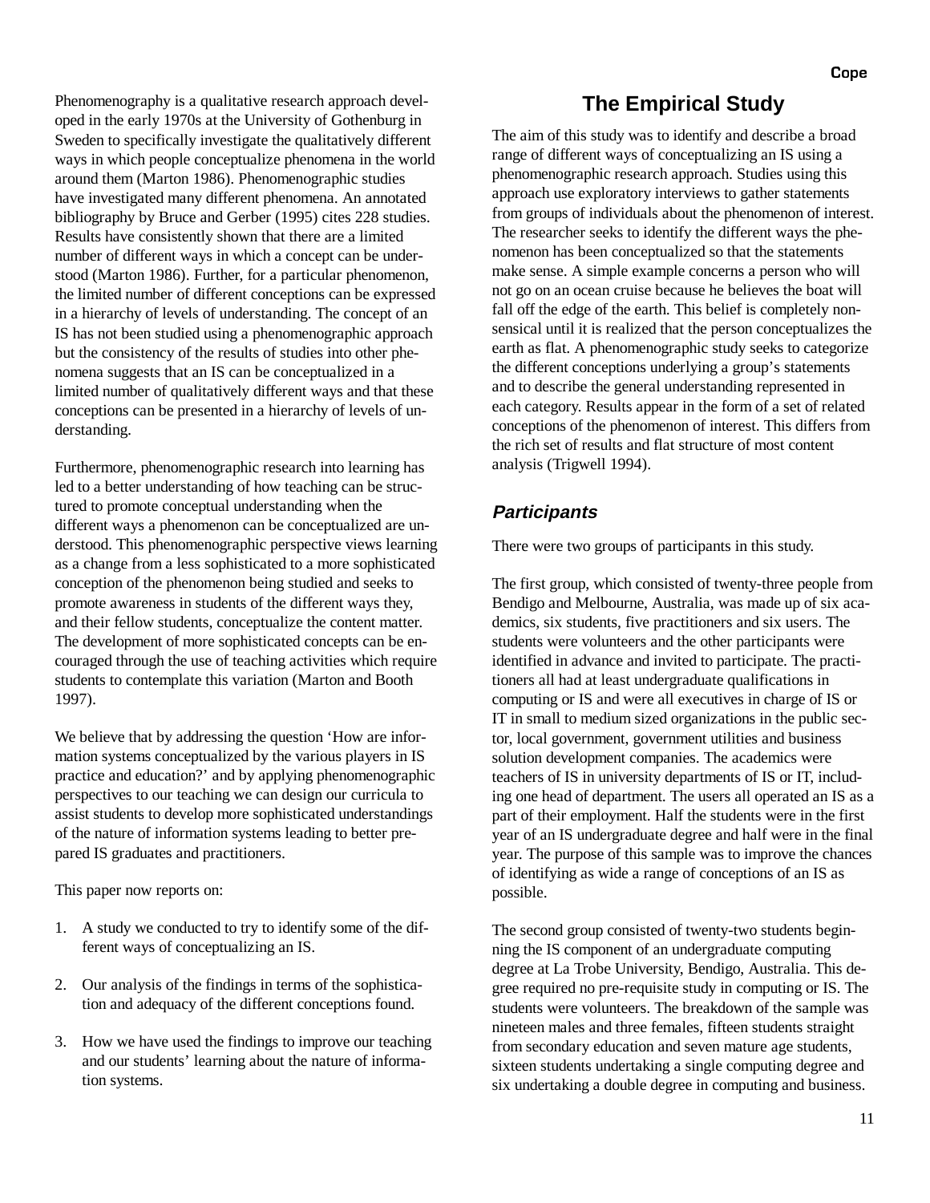Phenomenography is a qualitative research approach developed in the early 1970s at the University of Gothenburg in Sweden to specifically investigate the qualitatively different ways in which people conceptualize phenomena in the world around them (Marton 1986). Phenomenographic studies have investigated many different phenomena. An annotated bibliography by Bruce and Gerber (1995) cites 228 studies. Results have consistently shown that there are a limited number of different ways in which a concept can be understood (Marton 1986). Further, for a particular phenomenon, the limited number of different conceptions can be expressed in a hierarchy of levels of understanding. The concept of an IS has not been studied using a phenomenographic approach but the consistency of the results of studies into other phenomena suggests that an IS can be conceptualized in a limited number of qualitatively different ways and that these conceptions can be presented in a hierarchy of levels of understanding.

Furthermore, phenomenographic research into learning has led to a better understanding of how teaching can be structured to promote conceptual understanding when the different ways a phenomenon can be conceptualized are understood. This phenomenographic perspective views learning as a change from a less sophisticated to a more sophisticated conception of the phenomenon being studied and seeks to promote awareness in students of the different ways they, and their fellow students, conceptualize the content matter. The development of more sophisticated concepts can be encouraged through the use of teaching activities which require students to contemplate this variation (Marton and Booth 1997).

We believe that by addressing the question 'How are information systems conceptualized by the various players in IS practice and education?' and by applying phenomenographic perspectives to our teaching we can design our curricula to assist students to develop more sophisticated understandings of the nature of information systems leading to better prepared IS graduates and practitioners.

This paper now reports on:

1. A study we conducted to try to identify some of the different ways of conceptualizing an IS.
2. Our analysis of the findings in terms of the sophistication and adequacy of the different conceptions found.
3. How we have used the findings to improve our teaching and our students' learning about the nature of information systems.

## The Empirical Study

The aim of this study was to identify and describe a broad range of different ways of conceptualizing an IS using a phenomenographic research approach. Studies using this approach use exploratory interviews to gather statements from groups of individuals about the phenomenon of interest. The researcher seeks to identify the different ways the phenomenon has been conceptualized so that the statements make sense. A simple example concerns a person who will not go on an ocean cruise because he believes the boat will fall off the edge of the earth. This belief is completely nonsensical until it is realized that the person conceptualizes the earth as flat. A phenomenographic study seeks to categorize the different conceptions underlying a group's statements and to describe the general understanding represented in each category. Results appear in the form of a set of related conceptions of the phenomenon of interest. This differs from the rich set of results and flat structure of most content analysis (Trigwell 1994).

### *Participants*

There were two groups of participants in this study.

The first group, which consisted of twenty-three people from Bendigo and Melbourne, Australia, was made up of six academics, six students, five practitioners and six users. The students were volunteers and the other participants were identified in advance and invited to participate. The practitioners all had at least undergraduate qualifications in computing or IS and were all executives in charge of IS or IT in small to medium sized organizations in the public sector, local government, government utilities and business solution development companies. The academics were teachers of IS in university departments of IS or IT, including one head of department. The users all operated an IS as a part of their employment. Half the students were in the first year of an IS undergraduate degree and half were in the final year. The purpose of this sample was to improve the chances of identifying as wide a range of conceptions of an IS as possible.

The second group consisted of twenty-two students beginning the IS component of an undergraduate computing degree at La Trobe University, Bendigo, Australia. This degree required no pre-requisite study in computing or IS. The students were volunteers. The breakdown of the sample was nineteen males and three females, fifteen students straight from secondary education and seven mature age students, sixteen students undertaking a single computing degree and six undertaking a double degree in computing and business.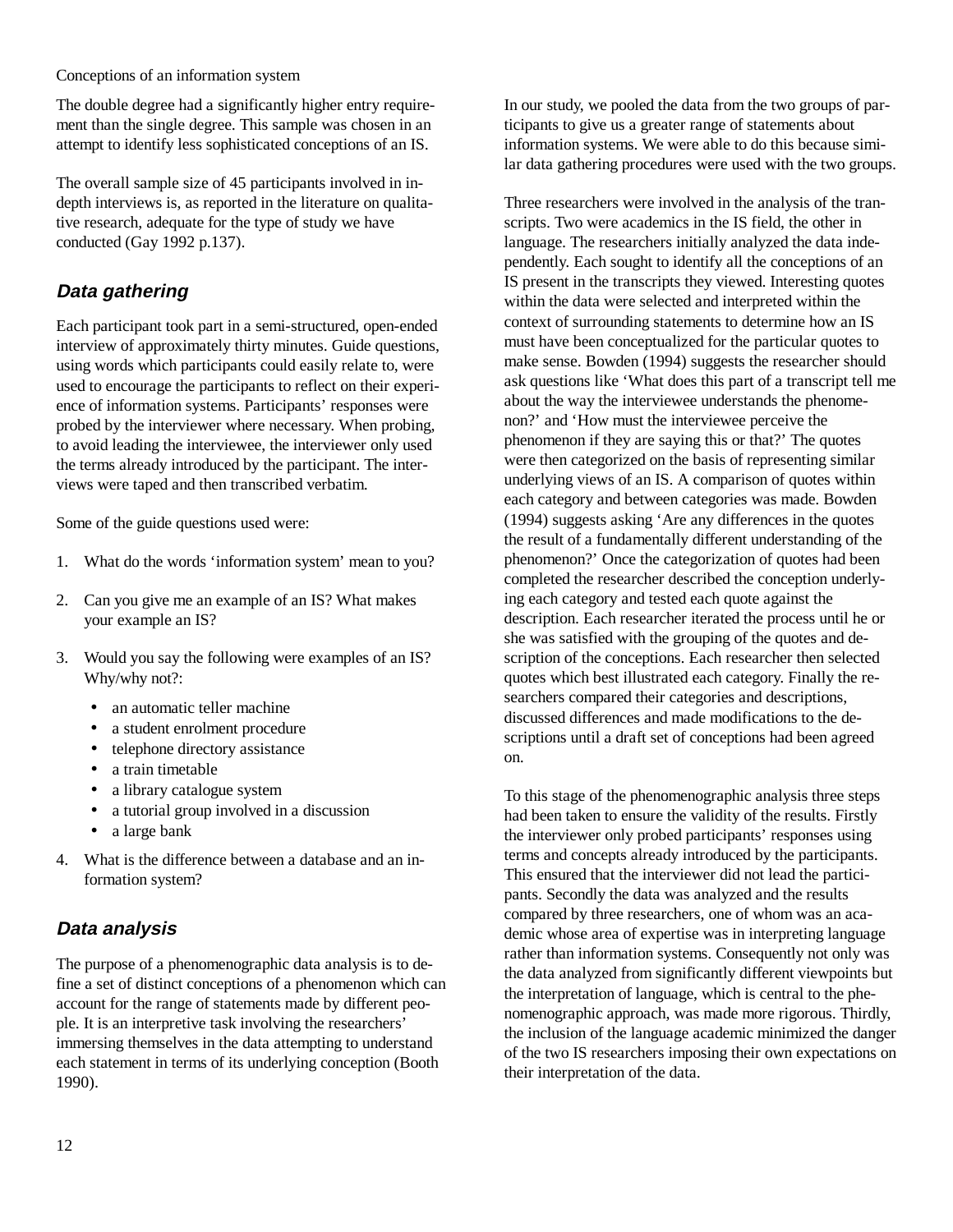The double degree had a significantly higher entry requirement than the single degree. This sample was chosen in an attempt to identify less sophisticated conceptions of an IS.

The overall sample size of 45 participants involved in in-depth interviews is, as reported in the literature on qualitative research, adequate for the type of study we have conducted (Gay 1992 p.137).

## *Data gathering*

Each participant took part in a semi-structured, open-ended interview of approximately thirty minutes. Guide questions, using words which participants could easily relate to, were used to encourage the participants to reflect on their experience of information systems. Participants' responses were probed by the interviewer where necessary. When probing, to avoid leading the interviewee, the interviewer only used the terms already introduced by the participant. The interviews were taped and then transcribed verbatim.

Some of the guide questions used were:

1. What do the words 'information system' mean to you?
2. Can you give me an example of an IS? What makes your example an IS?
3. Would you say the following were examples of an IS? Why/why not?:
   - an automatic teller machine
   - a student enrolment procedure
   - telephone directory assistance
   - a train timetable
   - a library catalogue system
   - a tutorial group involved in a discussion
   - a large bank
4. What is the difference between a database and an information system?

## *Data analysis*

The purpose of a phenomenographic data analysis is to define a set of distinct conceptions of a phenomenon which can account for the range of statements made by different people. It is an interpretive task involving the researchers' immersing themselves in the data attempting to understand each statement in terms of its underlying conception (Booth 1990).

In our study, we pooled the data from the two groups of participants to give us a greater range of statements about information systems. We were able to do this because similar data gathering procedures were used with the two groups.

Three researchers were involved in the analysis of the transcripts. Two were academics in the IS field, the other in language. The researchers initially analyzed the data independently. Each sought to identify all the conceptions of an IS present in the transcripts they viewed. Interesting quotes within the data were selected and interpreted within the context of surrounding statements to determine how an IS must have been conceptualized for the particular quotes to make sense. Bowden (1994) suggests the researcher should ask questions like 'What does this part of a transcript tell me about the way the interviewee understands the phenomenon?' and 'How must the interviewee perceive the phenomenon if they are saying this or that?' The quotes were then categorized on the basis of representing similar underlying views of an IS. A comparison of quotes within each category and between categories was made. Bowden (1994) suggests asking 'Are any differences in the quotes the result of a fundamentally different understanding of the phenomenon?' Once the categorization of quotes had been completed the researcher described the conception underlying each category and tested each quote against the description. Each researcher iterated the process until he or she was satisfied with the grouping of the quotes and description of the conceptions. Each researcher then selected quotes which best illustrated each category. Finally the researchers compared their categories and descriptions, discussed differences and made modifications to the descriptions until a draft set of conceptions had been agreed on.

To this stage of the phenomenographic analysis three steps had been taken to ensure the validity of the results. Firstly the interviewer only probed participants' responses using terms and concepts already introduced by the participants. This ensured that the interviewer did not lead the participants. Secondly the data was analyzed and the results compared by three researchers, one of whom was an academic whose area of expertise was in interpreting language rather than information systems. Consequently not only was the data analyzed from significantly different viewpoints but the interpretation of language, which is central to the phenomenographic approach, was made more rigorous. Thirdly, the inclusion of the language academic minimized the danger of the two IS researchers imposing their own expectations on their interpretation of the data.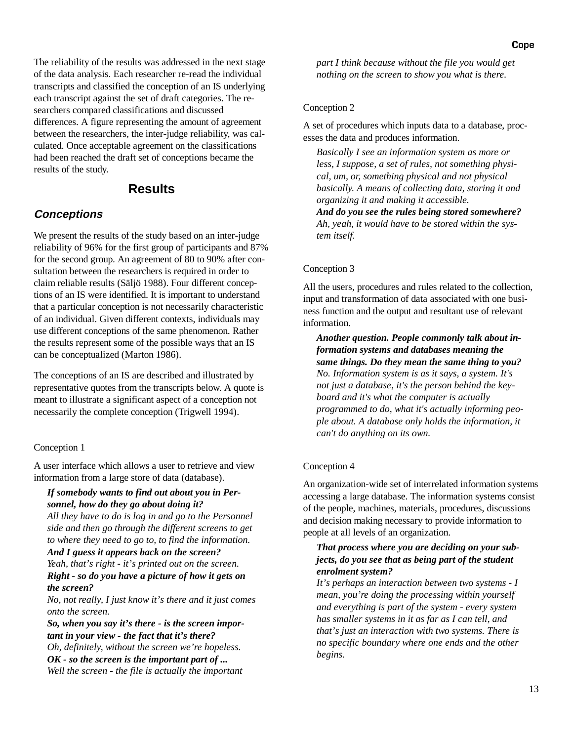The reliability of the results was addressed in the next stage of the data analysis. Each researcher re-read the individual transcripts and classified the conception of an IS underlying each transcript against the set of draft categories. The researchers compared classifications and discussed differences. A figure representing the amount of agreement between the researchers, the inter-judge reliability, was calculated. Once acceptable agreement on the classifications had been reached the draft set of conceptions became the results of the study.

## Results

### Conceptions

We present the results of the study based on an inter-judge reliability of 96% for the first group of participants and 87% for the second group. An agreement of 80 to 90% after consultation between the researchers is required in order to claim reliable results (Säljö 1988). Four different conceptions of an IS were identified. It is important to understand that a particular conception is not necessarily characteristic of an individual. Given different contexts, individuals may use different conceptions of the same phenomenon. Rather the results represent some of the possible ways that an IS can be conceptualized (Marton 1986).

The conceptions of an IS are described and illustrated by representative quotes from the transcripts below. A quote is meant to illustrate a significant aspect of a conception not necessarily the complete conception (Trigwell 1994).

Conception 1

A user interface which allows a user to retrieve and view information from a large store of data (database).

> ***If somebody wants to find out about you in Personnel, how do they go about doing it?***
> *All they have to do is log in and go to the Personnel side and then go through the different screens to get to where they need to go to, to find the information.*
> ***And I guess it appears back on the screen?***
> *Yeah, that's right - it's printed out on the screen.*
> ***Right - so do you have a picture of how it gets on the screen?***
> *No, not really, I just know it's there and it just comes onto the screen.*
> ***So, when you say it's there - is the screen important in your view - the fact that it's there?***
> *Oh, definitely, without the screen we're hopeless.*
> ***OK - so the screen is the important part of ...***
> *Well the screen - the file is actually the important part I think because without the file you would get nothing on the screen to show you what is there.*

Conception 2

A set of procedures which inputs data to a database, processes the data and produces information.

> *Basically I see an information system as more or less, I suppose, a set of rules, not something physical, um, or, something physical and not physical basically. A means of collecting data, storing it and organizing it and making it accessible.*
> ***And do you see the rules being stored somewhere?***
> *Ah, yeah, it would have to be stored within the system itself.*

Conception 3

All the users, procedures and rules related to the collection, input and transformation of data associated with one business function and the output and resultant use of relevant information.

> ***Another question. People commonly talk about information systems and databases meaning the same things. Do they mean the same thing to you?***
> *No. Information system is as it says, a system. It's not just a database, it's the person behind the keyboard and it's what the computer is actually programmed to do, what it's actually informing people about. A database only holds the information, it can't do anything on its own.*

Conception 4

An organization-wide set of interrelated information systems accessing a large database. The information systems consist of the people, machines, materials, procedures, discussions and decision making necessary to provide information to people at all levels of an organization.

> ***That process where you are deciding on your subjects, do you see that as being part of the student enrolment system?***
> *It's perhaps an interaction between two systems - I mean, you're doing the processing within yourself and everything is part of the system - every system has smaller systems in it as far as I can tell, and that's just an interaction with two systems. There is no specific boundary where one ends and the other begins.*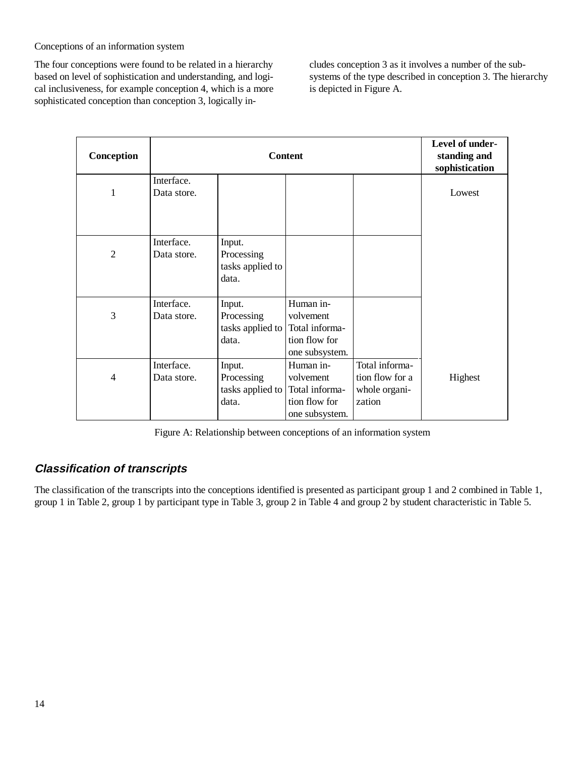Conceptions of an information system

The four conceptions were found to be related in a hierarchy based on level of sophistication and understanding, and logical inclusiveness, for example conception 4, which is a more sophisticated conception than conception 3, logically includes conception 3 as it involves a number of the subsystems of the type described in conception 3. The hierarchy is depicted in Figure A.

| Conception | Content | | | | Level of understanding and sophistication |
|---|---|---|---|---|---|
| 1 | Interface. Data store. | | | | Lowest |
| 2 | Interface. Data store. | Input. Processing tasks applied to data. | | | |
| 3 | Interface. Data store. | Input. Processing tasks applied to data. | Human involvement Total information flow for one subsystem. | | |
| 4 | Interface. Data store. | Input. Processing tasks applied to data. | Human involvement Total information flow for one subsystem. | Total information flow for a whole organization | Highest |

Figure A: Relationship between conceptions of an information system

## *Classification of transcripts*

The classification of the transcripts into the conceptions identified is presented as participant group 1 and 2 combined in Table 1, group 1 in Table 2, group 1 by participant type in Table 3, group 2 in Table 4 and group 2 by student characteristic in Table 5.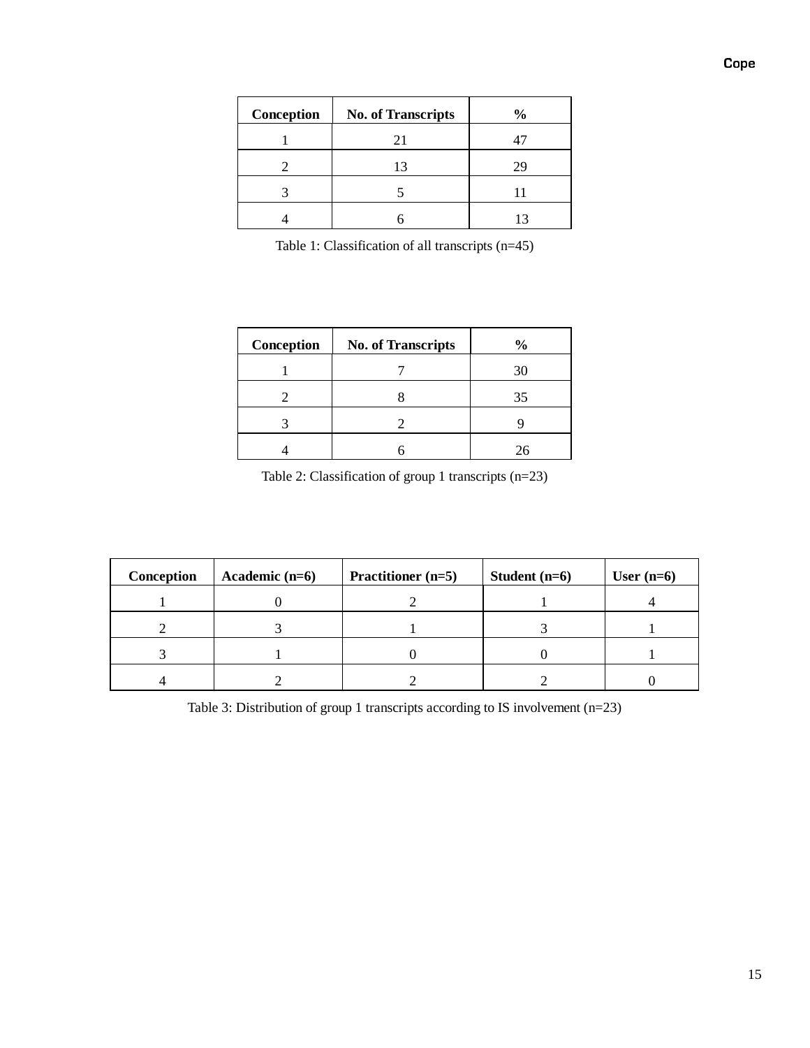| Conception | No. of Transcripts | % |
|---|---|---|
| 1 | 21 | 47 |
| 2 | 13 | 29 |
| 3 | 5 | 11 |
| 4 | 6 | 13 |

Table 1: Classification of all transcripts (n=45)

| Conception | No. of Transcripts | % |
|---|---|---|
| 1 | 7 | 30 |
| 2 | 8 | 35 |
| 3 | 2 | 9 |
| 4 | 6 | 26 |

Table 2: Classification of group 1 transcripts (n=23)

| Conception | Academic (n=6) | Practitioner (n=5) | Student (n=6) | User (n=6) |
|---|---|---|---|---|
| 1 | 0 | 2 | 1 | 4 |
| 2 | 3 | 1 | 3 | 1 |
| 3 | 1 | 0 | 0 | 1 |
| 4 | 2 | 2 | 2 | 0 |

Table 3: Distribution of group 1 transcripts according to IS involvement (n=23)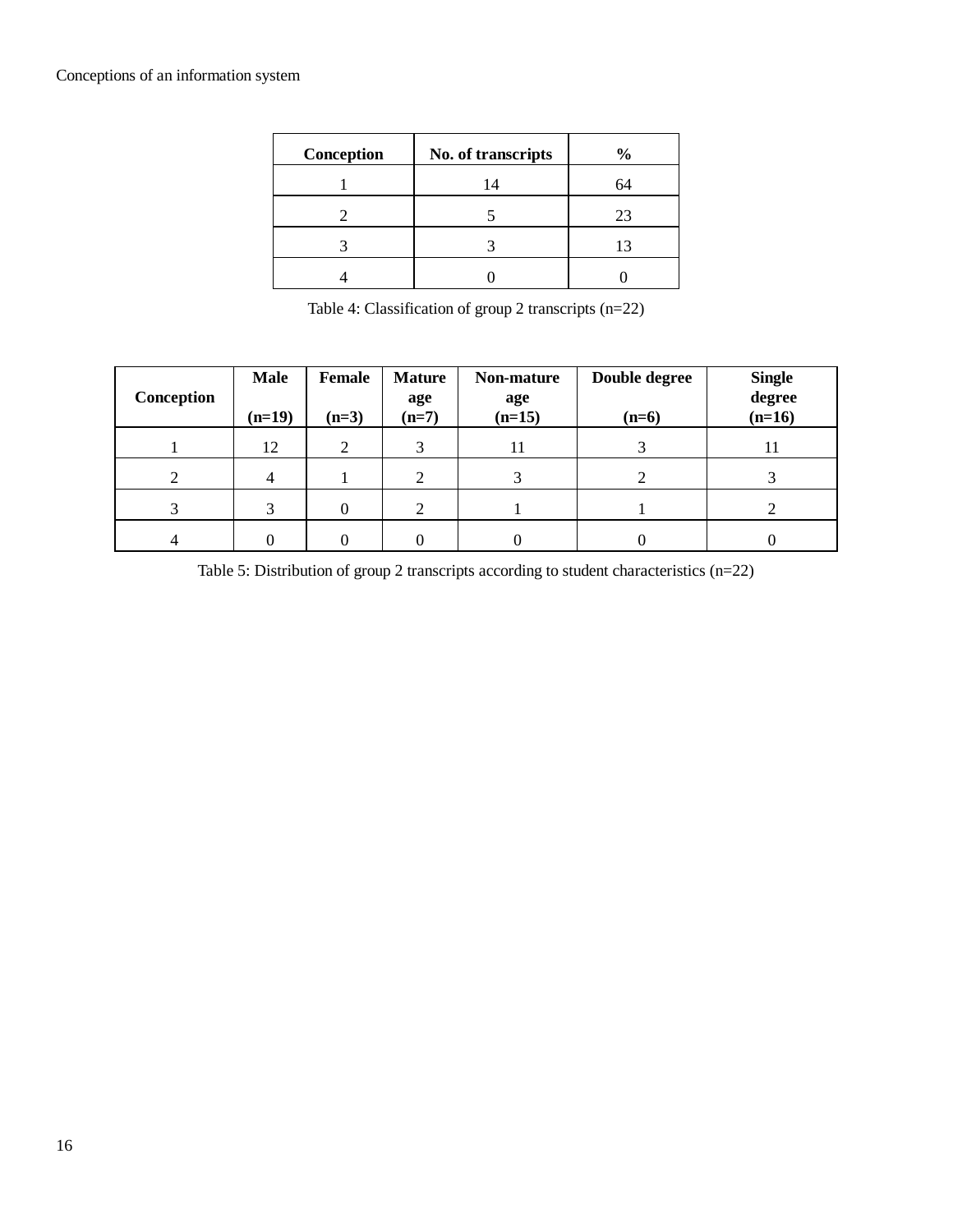| Conception | No. of transcripts | % |
|---|---|---|
| 1 | 14 | 64 |
| 2 | 5 | 23 |
| 3 | 3 | 13 |
| 4 | 0 | 0 |

Table 4: Classification of group 2 transcripts (n=22)

| Conception | Male (n=19) | Female (n=3) | Mature age (n=7) | Non-mature age (n=15) | Double degree (n=6) | Single degree (n=16) |
|---|---|---|---|---|---|---|
| 1 | 12 | 2 | 3 | 11 | 3 | 11 |
| 2 | 4 | 1 | 2 | 3 | 2 | 3 |
| 3 | 3 | 0 | 2 | 1 | 1 | 2 |
| 4 | 0 | 0 | 0 | 0 | 0 | 0 |

Table 5: Distribution of group 2 transcripts according to student characteristics (n=22)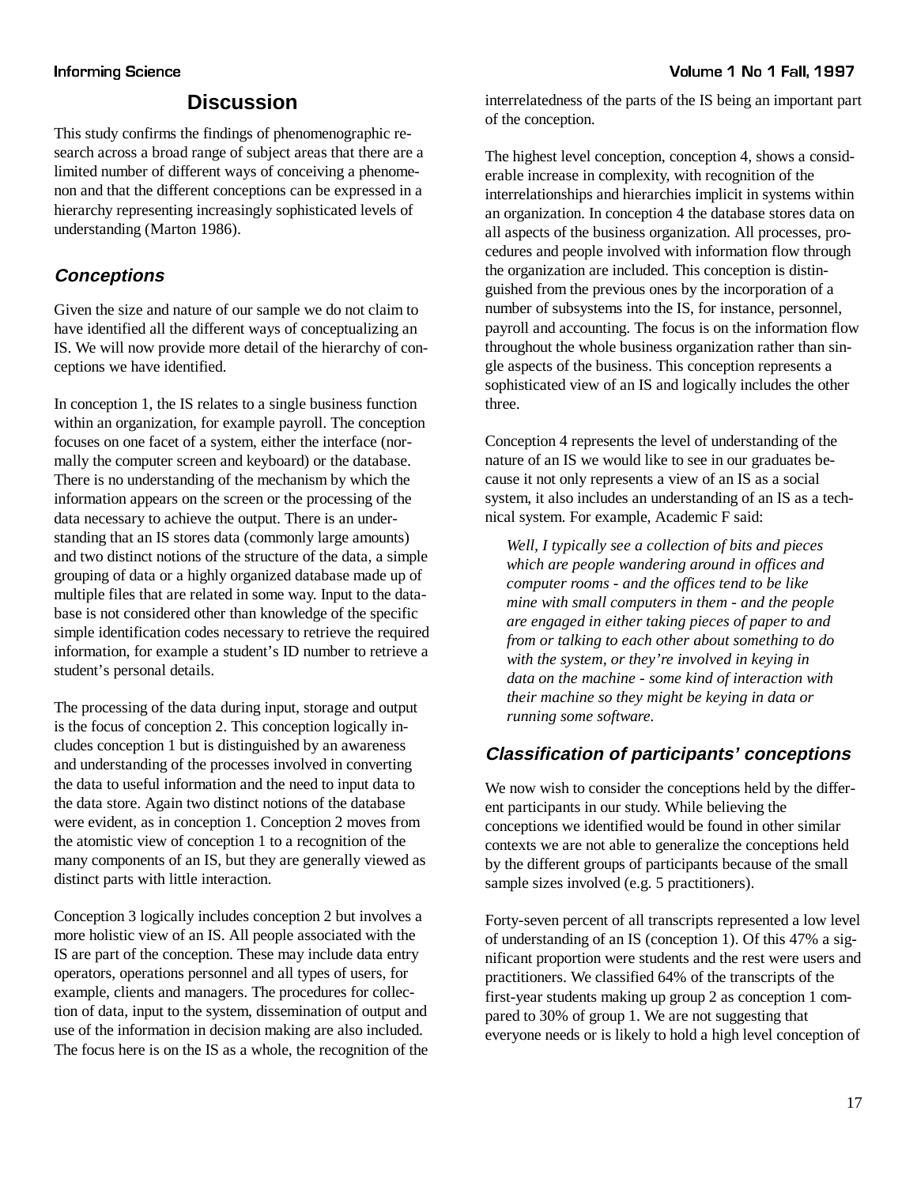## Discussion

This study confirms the findings of phenomenographic research across a broad range of subject areas that there are a limited number of different ways of conceiving a phenomenon and that the different conceptions can be expressed in a hierarchy representing increasingly sophisticated levels of understanding (Marton 1986).

### *Conceptions*

Given the size and nature of our sample we do not claim to have identified all the different ways of conceptualizing an IS. We will now provide more detail of the hierarchy of conceptions we have identified.

In conception 1, the IS relates to a single business function within an organization, for example payroll. The conception focuses on one facet of a system, either the interface (normally the computer screen and keyboard) or the database. There is no understanding of the mechanism by which the information appears on the screen or the processing of the data necessary to achieve the output. There is an understanding that an IS stores data (commonly large amounts) and two distinct notions of the structure of the data, a simple grouping of data or a highly organized database made up of multiple files that are related in some way. Input to the database is not considered other than knowledge of the specific simple identification codes necessary to retrieve the required information, for example a student's ID number to retrieve a student's personal details.

The processing of the data during input, storage and output is the focus of conception 2. This conception logically includes conception 1 but is distinguished by an awareness and understanding of the processes involved in converting the data to useful information and the need to input data to the data store. Again two distinct notions of the database were evident, as in conception 1. Conception 2 moves from the atomistic view of conception 1 to a recognition of the many components of an IS, but they are generally viewed as distinct parts with little interaction.

Conception 3 logically includes conception 2 but involves a more holistic view of an IS. All people associated with the IS are part of the conception. These may include data entry operators, operations personnel and all types of users, for example, clients and managers. The procedures for collection of data, input to the system, dissemination of output and use of the information in decision making are also included. The focus here is on the IS as a whole, the recognition of the interrelatedness of the parts of the IS being an important part of the conception.

The highest level conception, conception 4, shows a considerable increase in complexity, with recognition of the interrelationships and hierarchies implicit in systems within an organization. In conception 4 the database stores data on all aspects of the business organization. All processes, procedures and people involved with information flow through the organization are included. This conception is distinguished from the previous ones by the incorporation of a number of subsystems into the IS, for instance, personnel, payroll and accounting. The focus is on the information flow throughout the whole business organization rather than single aspects of the business. This conception represents a sophisticated view of an IS and logically includes the other three.

Conception 4 represents the level of understanding of the nature of an IS we would like to see in our graduates because it not only represents a view of an IS as a social system, it also includes an understanding of an IS as a technical system. For example, Academic F said:

> *Well, I typically see a collection of bits and pieces which are people wandering around in offices and computer rooms - and the offices tend to be like mine with small computers in them - and the people are engaged in either taking pieces of paper to and from or talking to each other about something to do with the system, or they're involved in keying in data on the machine - some kind of interaction with their machine so they might be keying in data or running some software.*

### *Classification of participants' conceptions*

We now wish to consider the conceptions held by the different participants in our study. While believing the conceptions we identified would be found in other similar contexts we are not able to generalize the conceptions held by the different groups of participants because of the small sample sizes involved (e.g. 5 practitioners).

Forty-seven percent of all transcripts represented a low level of understanding of an IS (conception 1). Of this 47% a significant proportion were students and the rest were users and practitioners. We classified 64% of the transcripts of the first-year students making up group 2 as conception 1 compared to 30% of group 1. We are not suggesting that everyone needs or is likely to hold a high level conception of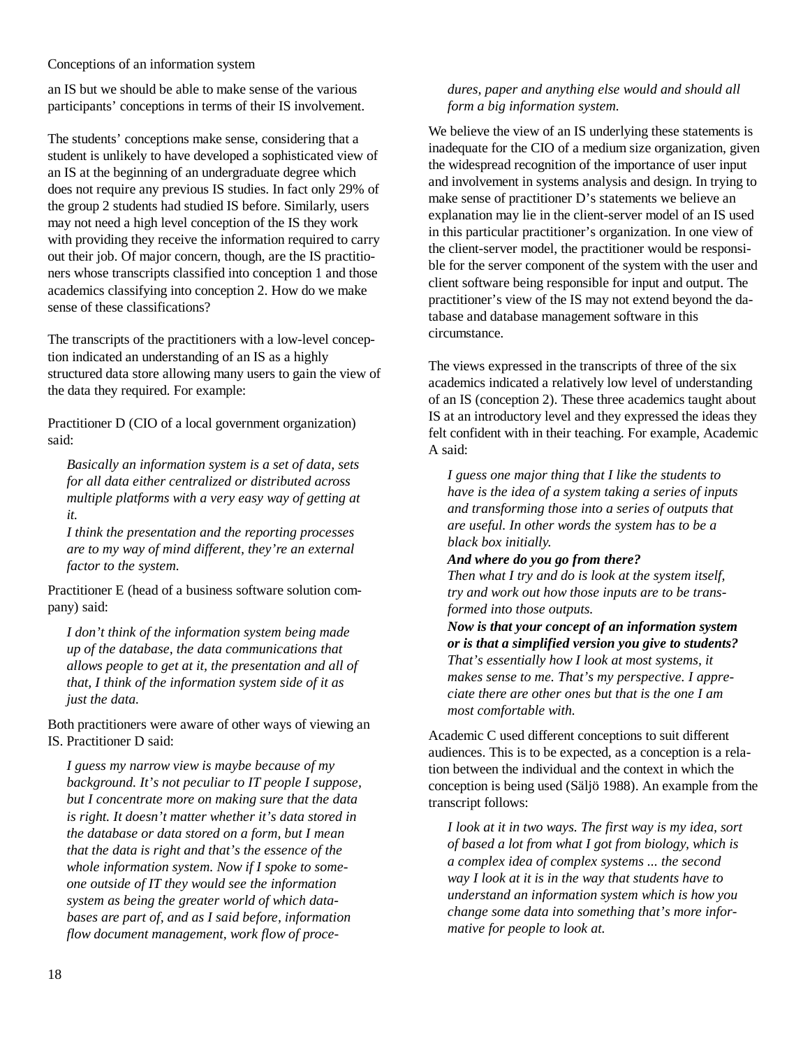an IS but we should be able to make sense of the various participants' conceptions in terms of their IS involvement.

The students' conceptions make sense, considering that a student is unlikely to have developed a sophisticated view of an IS at the beginning of an undergraduate degree which does not require any previous IS studies. In fact only 29% of the group 2 students had studied IS before. Similarly, users may not need a high level conception of the IS they work with providing they receive the information required to carry out their job. Of major concern, though, are the IS practitioners whose transcripts classified into conception 1 and those academics classifying into conception 2. How do we make sense of these classifications?

The transcripts of the practitioners with a low-level conception indicated an understanding of an IS as a highly structured data store allowing many users to gain the view of the data they required. For example:

Practitioner D (CIO of a local government organization) said:

> *Basically an information system is a set of data, sets for all data either centralized or distributed across multiple platforms with a very easy way of getting at it.*
> *I think the presentation and the reporting processes are to my way of mind different, they're an external factor to the system.*

Practitioner E (head of a business software solution company) said:

> *I don't think of the information system being made up of the database, the data communications that allows people to get at it, the presentation and all of that, I think of the information system side of it as just the data.*

Both practitioners were aware of other ways of viewing an IS. Practitioner D said:

> *I guess my narrow view is maybe because of my background. It's not peculiar to IT people I suppose, but I concentrate more on making sure that the data is right. It doesn't matter whether it's data stored in the database or data stored on a form, but I mean that the data is right and that's the essence of the whole information system. Now if I spoke to someone outside of IT they would see the information system as being the greater world of which databases are part of, and as I said before, information flow document management, work flow of procedures, paper and anything else would and should all form a big information system.*

We believe the view of an IS underlying these statements is inadequate for the CIO of a medium size organization, given the widespread recognition of the importance of user input and involvement in systems analysis and design. In trying to make sense of practitioner D's statements we believe an explanation may lie in the client-server model of an IS used in this particular practitioner's organization. In one view of the client-server model, the practitioner would be responsible for the server component of the system with the user and client software being responsible for input and output. The practitioner's view of the IS may not extend beyond the database and database management software in this circumstance.

The views expressed in the transcripts of three of the six academics indicated a relatively low level of understanding of an IS (conception 2). These three academics taught about IS at an introductory level and they expressed the ideas they felt confident with in their teaching. For example, Academic A said:

> *I guess one major thing that I like the students to have is the idea of a system taking a series of inputs and transforming those into a series of outputs that are useful. In other words the system has to be a black box initially.*
> ***And where do you go from there?***
> *Then what I try and do is look at the system itself, try and work out how those inputs are to be transformed into those outputs.*
> ***Now is that your concept of an information system or is that a simplified version you give to students?***
> *That's essentially how I look at most systems, it makes sense to me. That's my perspective. I appreciate there are other ones but that is the one I am most comfortable with.*

Academic C used different conceptions to suit different audiences. This is to be expected, as a conception is a relation between the individual and the context in which the conception is being used (Säljö 1988). An example from the transcript follows:

> *I look at it in two ways. The first way is my idea, sort of based a lot from what I got from biology, which is a complex idea of complex systems ... the second way I look at it is in the way that students have to understand an information system which is how you change some data into something that's more informative for people to look at.*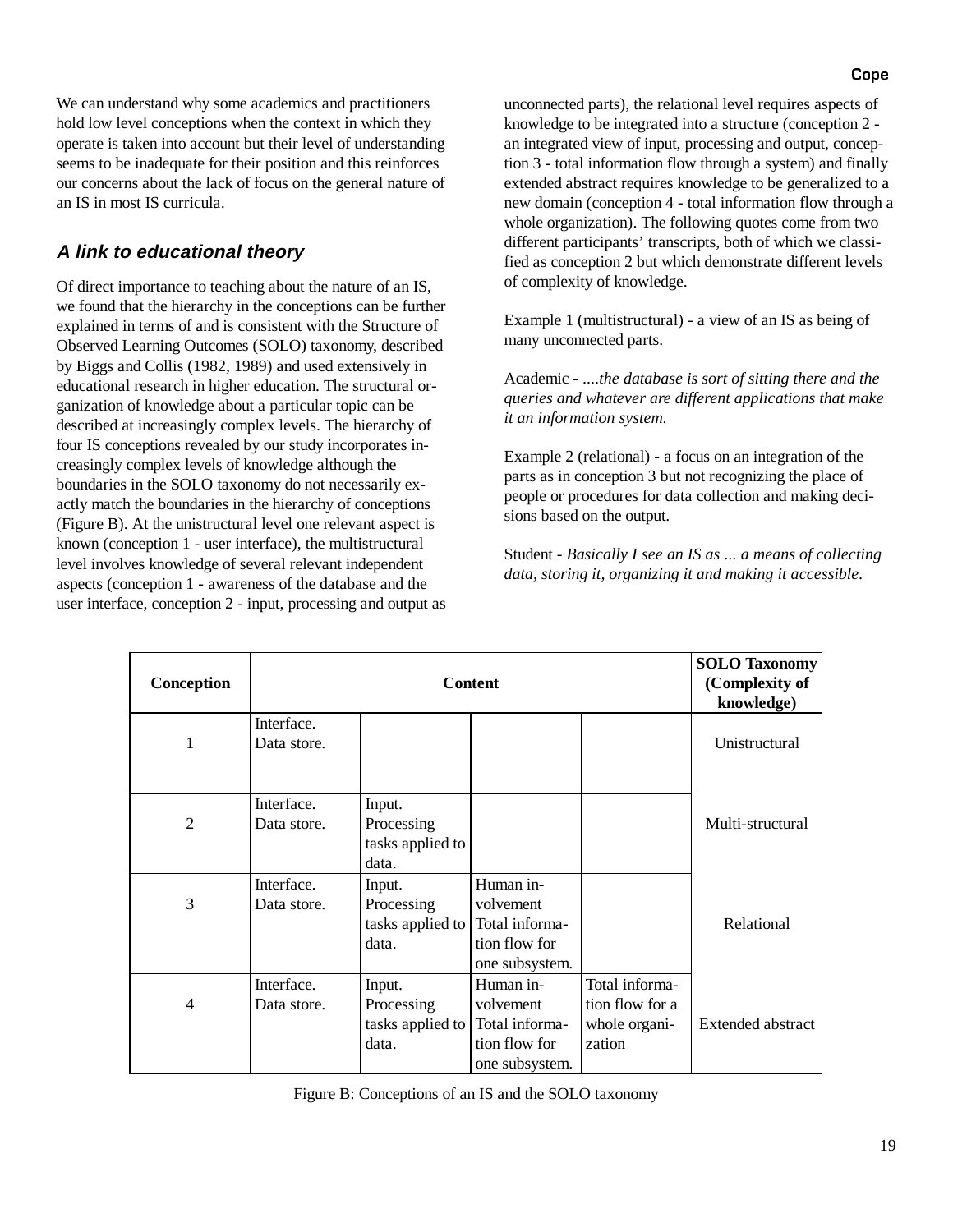We can understand why some academics and practitioners hold low level conceptions when the context in which they operate is taken into account but their level of understanding seems to be inadequate for their position and this reinforces our concerns about the lack of focus on the general nature of an IS in most IS curricula.

## A link to educational theory

Of direct importance to teaching about the nature of an IS, we found that the hierarchy in the conceptions can be further explained in terms of and is consistent with the Structure of Observed Learning Outcomes (SOLO) taxonomy, described by Biggs and Collis (1982, 1989) and used extensively in educational research in higher education. The structural organization of knowledge about a particular topic can be described at increasingly complex levels. The hierarchy of four IS conceptions revealed by our study incorporates increasingly complex levels of knowledge although the boundaries in the SOLO taxonomy do not necessarily exactly match the boundaries in the hierarchy of conceptions (Figure B). At the unistructural level one relevant aspect is known (conception 1 - user interface), the multistructural level involves knowledge of several relevant independent aspects (conception 1 - awareness of the database and the user interface, conception 2 - input, processing and output as unconnected parts), the relational level requires aspects of knowledge to be integrated into a structure (conception 2 - an integrated view of input, processing and output, conception 3 - total information flow through a system) and finally extended abstract requires knowledge to be generalized to a new domain (conception 4 - total information flow through a whole organization). The following quotes come from two different participants' transcripts, both of which we classified as conception 2 but which demonstrate different levels of complexity of knowledge.

Example 1 (multistructural) - a view of an IS as being of many unconnected parts.

Academic - ....*the database is sort of sitting there and the queries and whatever are different applications that make it an information system.*

Example 2 (relational) - a focus on an integration of the parts as in conception 3 but not recognizing the place of people or procedures for data collection and making decisions based on the output.

Student - *Basically I see an IS as ... a means of collecting data, storing it, organizing it and making it accessible.*

| Conception | Content | | | | SOLO Taxonomy (Complexity of knowledge) |
|---|---|---|---|---|---|
| 1 | Interface. Data store. | | | | Unistructural |
| 2 | Interface. Data store. | Input. Processing tasks applied to data. | | | Multi-structural |
| 3 | Interface. Data store. | Input. Processing tasks applied to data. | Human involvement Total information flow for one subsystem. | | Relational |
| 4 | Interface. Data store. | Input. Processing tasks applied to data. | Human involvement Total information flow for one subsystem. | Total information flow for a whole organization | Extended abstract |

Figure B: Conceptions of an IS and the SOLO taxonomy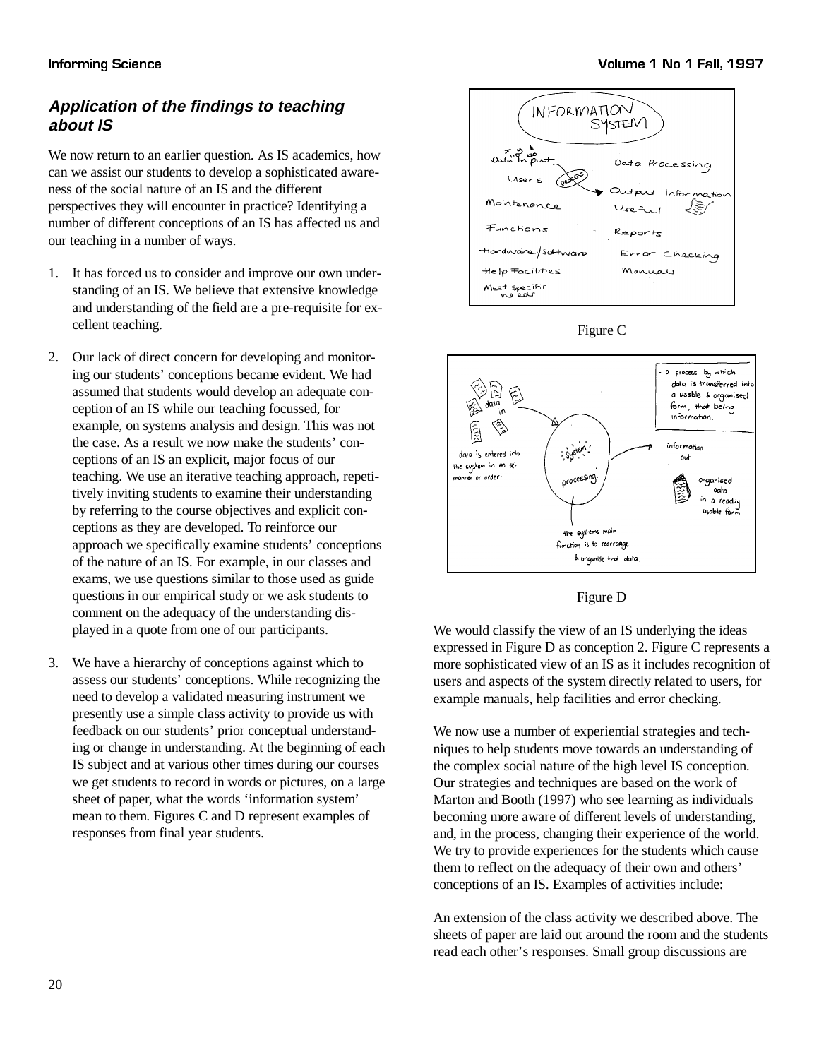### *Application of the findings to teaching about IS*

We now return to an earlier question. As IS academics, how can we assist our students to develop a sophisticated awareness of the social nature of an IS and the different perspectives they will encounter in practice? Identifying a number of different conceptions of an IS has affected us and our teaching in a number of ways.

1. It has forced us to consider and improve our own understanding of an IS. We believe that extensive knowledge and understanding of the field are a pre-requisite for excellent teaching.

2. Our lack of direct concern for developing and monitoring our students' conceptions became evident. We had assumed that students would develop an adequate conception of an IS while our teaching focussed, for example, on systems analysis and design. This was not the case. As a result we now make the students' conceptions of an IS an explicit, major focus of our teaching. We use an iterative teaching approach, repetitively inviting students to examine their understanding by referring to the course objectives and explicit conceptions as they are developed. To reinforce our approach we specifically examine students' conceptions of the nature of an IS. For example, in our classes and exams, we use questions similar to those used as guide questions in our empirical study or we ask students to comment on the adequacy of the understanding displayed in a quote from one of our participants.

3. We have a hierarchy of conceptions against which to assess our students' conceptions. While recognizing the need to develop a validated measuring instrument we presently use a simple class activity to provide us with feedback on our students' prior conceptual understanding or change in understanding. At the beginning of each IS subject and at various other times during our courses we get students to record in words or pictures, on a large sheet of paper, what the words 'information system' mean to them. Figures C and D represent examples of responses from final year students.

Figure C

Figure D

We would classify the view of an IS underlying the ideas expressed in Figure D as conception 2. Figure C represents a more sophisticated view of an IS as it includes recognition of users and aspects of the system directly related to users, for example manuals, help facilities and error checking.

We now use a number of experiential strategies and techniques to help students move towards an understanding of the complex social nature of the high level IS conception. Our strategies and techniques are based on the work of Marton and Booth (1997) who see learning as individuals becoming more aware of different levels of understanding, and, in the process, changing their experience of the world. We try to provide experiences for the students which cause them to reflect on the adequacy of their own and others' conceptions of an IS. Examples of activities include:

An extension of the class activity we described above. The sheets of paper are laid out around the room and the students read each other's responses. Small group discussions are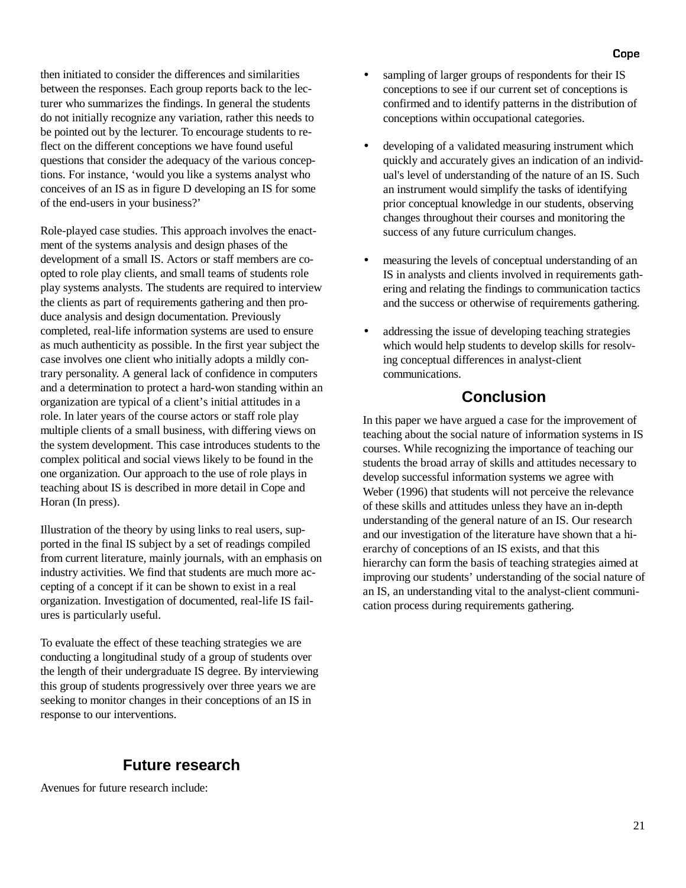then initiated to consider the differences and similarities between the responses. Each group reports back to the lecturer who summarizes the findings. In general the students do not initially recognize any variation, rather this needs to be pointed out by the lecturer. To encourage students to reflect on the different conceptions we have found useful questions that consider the adequacy of the various conceptions. For instance, 'would you like a systems analyst who conceives of an IS as in figure D developing an IS for some of the end-users in your business?'

Role-played case studies. This approach involves the enactment of the systems analysis and design phases of the development of a small IS. Actors or staff members are co-opted to role play clients, and small teams of students role play systems analysts. The students are required to interview the clients as part of requirements gathering and then produce analysis and design documentation. Previously completed, real-life information systems are used to ensure as much authenticity as possible. In the first year subject the case involves one client who initially adopts a mildly contrary personality. A general lack of confidence in computers and a determination to protect a hard-won standing within an organization are typical of a client's initial attitudes in a role. In later years of the course actors or staff role play multiple clients of a small business, with differing views on the system development. This case introduces students to the complex political and social views likely to be found in the one organization. Our approach to the use of role plays in teaching about IS is described in more detail in Cope and Horan (In press).

Illustration of the theory by using links to real users, supported in the final IS subject by a set of readings compiled from current literature, mainly journals, with an emphasis on industry activities. We find that students are much more accepting of a concept if it can be shown to exist in a real organization. Investigation of documented, real-life IS failures is particularly useful.

To evaluate the effect of these teaching strategies we are conducting a longitudinal study of a group of students over the length of their undergraduate IS degree. By interviewing this group of students progressively over three years we are seeking to monitor changes in their conceptions of an IS in response to our interventions.

## Future research

Avenues for future research include:

- sampling of larger groups of respondents for their IS conceptions to see if our current set of conceptions is confirmed and to identify patterns in the distribution of conceptions within occupational categories.
- developing of a validated measuring instrument which quickly and accurately gives an indication of an individual's level of understanding of the nature of an IS. Such an instrument would simplify the tasks of identifying prior conceptual knowledge in our students, observing changes throughout their courses and monitoring the success of any future curriculum changes.
- measuring the levels of conceptual understanding of an IS in analysts and clients involved in requirements gathering and relating the findings to communication tactics and the success or otherwise of requirements gathering.
- addressing the issue of developing teaching strategies which would help students to develop skills for resolving conceptual differences in analyst-client communications.

## Conclusion

In this paper we have argued a case for the improvement of teaching about the social nature of information systems in IS courses. While recognizing the importance of teaching our students the broad array of skills and attitudes necessary to develop successful information systems we agree with Weber (1996) that students will not perceive the relevance of these skills and attitudes unless they have an in-depth understanding of the general nature of an IS. Our research and our investigation of the literature have shown that a hierarchy of conceptions of an IS exists, and that this hierarchy can form the basis of teaching strategies aimed at improving our students' understanding of the social nature of an IS, an understanding vital to the analyst-client communication process during requirements gathering.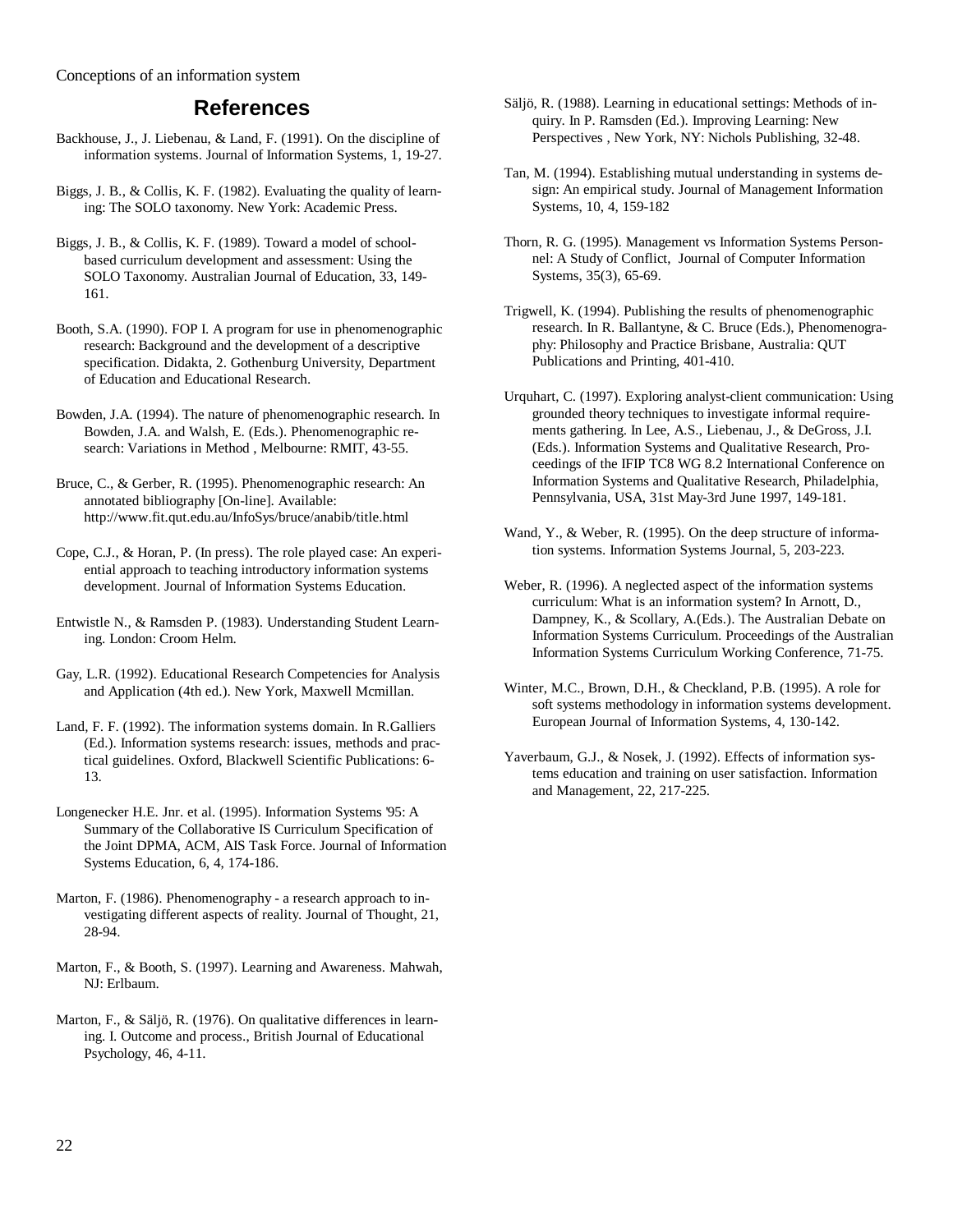## References

Backhouse, J., J. Liebenau, & Land, F. (1991). On the discipline of information systems. Journal of Information Systems, 1, 19-27.

Biggs, J. B., & Collis, K. F. (1982). Evaluating the quality of learning: The SOLO taxonomy. New York: Academic Press.

Biggs, J. B., & Collis, K. F. (1989). Toward a model of school-based curriculum development and assessment: Using the SOLO Taxonomy. Australian Journal of Education, 33, 149-161.

Booth, S.A. (1990). FOP I. A program for use in phenomenographic research: Background and the development of a descriptive specification. Didakta, 2. Gothenburg University, Department of Education and Educational Research.

Bowden, J.A. (1994). The nature of phenomenographic research. In Bowden, J.A. and Walsh, E. (Eds.). Phenomenographic research: Variations in Method , Melbourne: RMIT, 43-55.

Bruce, C., & Gerber, R. (1995). Phenomenographic research: An annotated bibliography [On-line]. Available: http://www.fit.qut.edu.au/InfoSys/bruce/anabib/title.html

Cope, C.J., & Horan, P. (In press). The role played case: An experiential approach to teaching introductory information systems development. Journal of Information Systems Education.

Entwistle N., & Ramsden P. (1983). Understanding Student Learning. London: Croom Helm.

Gay, L.R. (1992). Educational Research Competencies for Analysis and Application (4th ed.). New York, Maxwell Mcmillan.

Land, F. F. (1992). The information systems domain. In R.Galliers (Ed.). Information systems research: issues, methods and practical guidelines. Oxford, Blackwell Scientific Publications: 6-13.

Longenecker H.E. Jnr. et al. (1995). Information Systems '95: A Summary of the Collaborative IS Curriculum Specification of the Joint DPMA, ACM, AIS Task Force. Journal of Information Systems Education, 6, 4, 174-186.

Marton, F. (1986). Phenomenography - a research approach to investigating different aspects of reality. Journal of Thought, 21, 28-94.

Marton, F., & Booth, S. (1997). Learning and Awareness. Mahwah, NJ: Erlbaum.

Marton, F., & Säljö, R. (1976). On qualitative differences in learning. I. Outcome and process., British Journal of Educational Psychology, 46, 4-11.

Säljö, R. (1988). Learning in educational settings: Methods of inquiry. In P. Ramsden (Ed.). Improving Learning: New Perspectives , New York, NY: Nichols Publishing, 32-48.

Tan, M. (1994). Establishing mutual understanding in systems design: An empirical study. Journal of Management Information Systems, 10, 4, 159-182

Thorn, R. G. (1995). Management vs Information Systems Personnel: A Study of Conflict, Journal of Computer Information Systems, 35(3), 65-69.

Trigwell, K. (1994). Publishing the results of phenomenographic research. In R. Ballantyne, & C. Bruce (Eds.), Phenomenography: Philosophy and Practice Brisbane, Australia: QUT Publications and Printing, 401-410.

Urquhart, C. (1997). Exploring analyst-client communication: Using grounded theory techniques to investigate informal requirements gathering. In Lee, A.S., Liebenau, J., & DeGross, J.I. (Eds.). Information Systems and Qualitative Research, Proceedings of the IFIP TC8 WG 8.2 International Conference on Information Systems and Qualitative Research, Philadelphia, Pennsylvania, USA, 31st May-3rd June 1997, 149-181.

Wand, Y., & Weber, R. (1995). On the deep structure of information systems. Information Systems Journal, 5, 203-223.

Weber, R. (1996). A neglected aspect of the information systems curriculum: What is an information system? In Arnott, D., Dampney, K., & Scollary, A.(Eds.). The Australian Debate on Information Systems Curriculum. Proceedings of the Australian Information Systems Curriculum Working Conference, 71-75.

Winter, M.C., Brown, D.H., & Checkland, P.B. (1995). A role for soft systems methodology in information systems development. European Journal of Information Systems, 4, 130-142.

Yaverbaum, G.J., & Nosek, J. (1992). Effects of information systems education and training on user satisfaction. Information and Management, 22, 217-225.